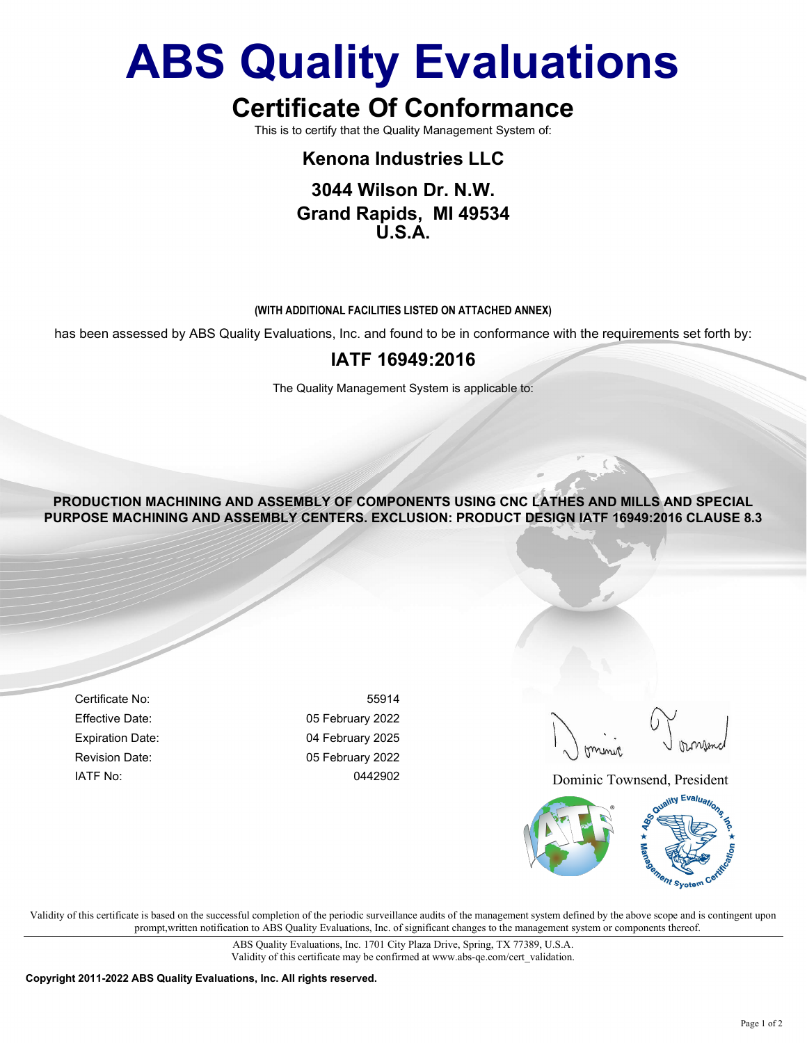# ABS Quality Evaluations

## Certificate Of Conformance

This is to certify that the Quality Management System of:

### Kenona Industries LLC

### 3044 Wilson Dr. N.W.
### Grand Rapids, MI 49534
### U.S.A.

**(WITH ADDITIONAL FACILITIES LISTED ON ATTACHED ANNEX)**

has been assessed by ABS Quality Evaluations, Inc. and found to be in conformance with the requirements set forth by:

## IATF 16949:2016

The Quality Management System is applicable to:

**PRODUCTION MACHINING AND ASSEMBLY OF COMPONENTS USING CNC LATHES AND MILLS AND SPECIAL PURPOSE MACHINING AND ASSEMBLY CENTERS. EXCLUSION: PRODUCT DESIGN IATF 16949:2016 CLAUSE 8.3**

| | |
|---|---|
| Certificate No: | 55914 |
| Effective Date: | 05 February 2022 |
| Expiration Date: | 04 February 2025 |
| Revision Date: | 05 February 2022 |
| IATF No: | 0442902 |

Dominic Townsend, President

Validity of this certificate is based on the successful completion of the periodic surveillance audits of the management system defined by the above scope and is contingent upon prompt,written notification to ABS Quality Evaluations, Inc. of significant changes to the management system or components thereof.

ABS Quality Evaluations, Inc. 1701 City Plaza Drive, Spring, TX 77389, U.S.A.
Validity of this certificate may be confirmed at www.abs-qe.com/cert_validation.

**Copyright 2011-2022 ABS Quality Evaluations, Inc. All rights reserved.**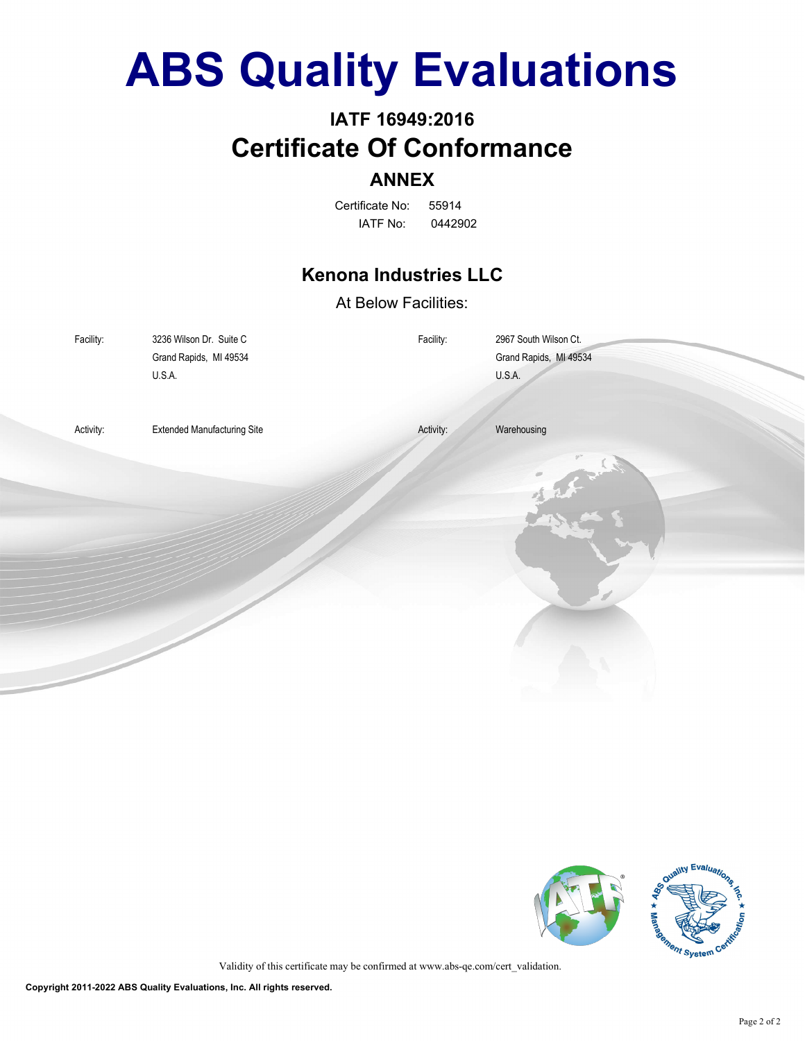# ABS Quality Evaluations

## IATF 16949:2016

## Certificate Of Conformance

### ANNEX

Certificate No: 55914

IATF No: 0442902

## Kenona Industries LLC

At Below Facilities:

| | | | |
|---|---|---|---|
| Facility: | 3236 Wilson Dr. Suite C<br>Grand Rapids, MI 49534<br>U.S.A. | Facility: | 2967 South Wilson Ct.<br>Grand Rapids, MI 49534<br>U.S.A. |
| Activity: | Extended Manufacturing Site | Activity: | Warehousing |

Validity of this certificate may be confirmed at www.abs-qe.com/cert_validation.

**Copyright 2011-2022 ABS Quality Evaluations, Inc. All rights reserved.**